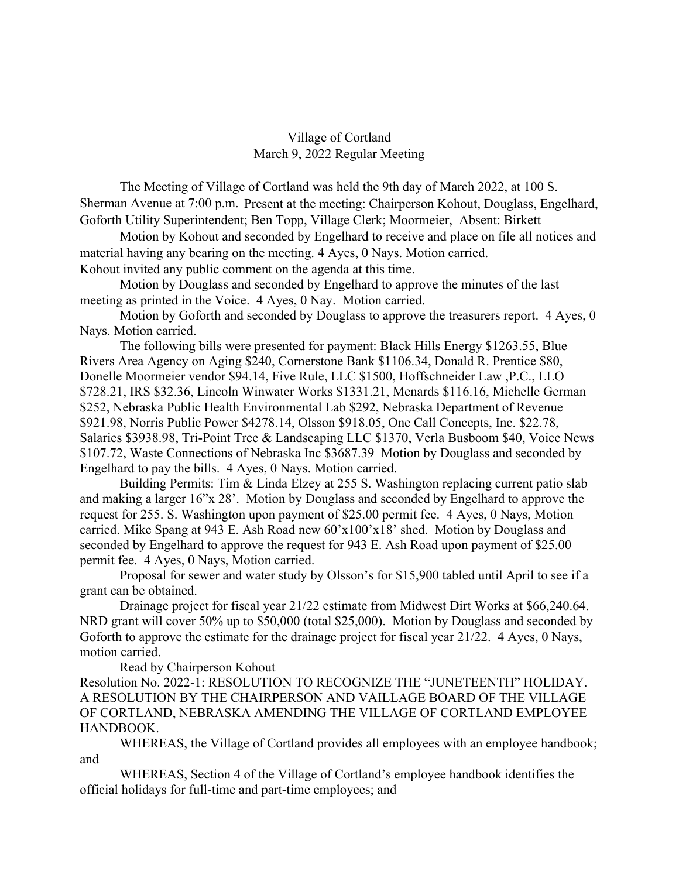Village of Cortland
March 9, 2022 Regular Meeting

The Meeting of Village of Cortland was held the 9th day of March 2022, at 100 S. Sherman Avenue at 7:00 p.m. Present at the meeting: Chairperson Kohout, Douglass, Engelhard, Goforth Utility Superintendent; Ben Topp, Village Clerk; Moormeier, Absent: Birkett

Motion by Kohout and seconded by Engelhard to receive and place on file all notices and material having any bearing on the meeting. 4 Ayes, 0 Nays. Motion carried.
Kohout invited any public comment on the agenda at this time.

Motion by Douglass and seconded by Engelhard to approve the minutes of the last meeting as printed in the Voice. 4 Ayes, 0 Nay. Motion carried.

Motion by Goforth and seconded by Douglass to approve the treasurers report. 4 Ayes, 0 Nays. Motion carried.

The following bills were presented for payment: Black Hills Energy $1263.55, Blue Rivers Area Agency on Aging $240, Cornerstone Bank $1106.34, Donald R. Prentice $80, Donelle Moormeier vendor $94.14, Five Rule, LLC $1500, Hoffschneider Law ,P.C., LLO $728.21, IRS $32.36, Lincoln Winwater Works $1331.21, Menards $116.16, Michelle German $252, Nebraska Public Health Environmental Lab $292, Nebraska Department of Revenue $921.98, Norris Public Power $4278.14, Olsson $918.05, One Call Concepts, Inc. $22.78, Salaries $3938.98, Tri-Point Tree & Landscaping LLC $1370, Verla Busboom $40, Voice News $107.72, Waste Connections of Nebraska Inc $3687.39 Motion by Douglass and seconded by Engelhard to pay the bills. 4 Ayes, 0 Nays. Motion carried.

Building Permits: Tim & Linda Elzey at 255 S. Washington replacing current patio slab and making a larger 16"x 28'. Motion by Douglass and seconded by Engelhard to approve the request for 255. S. Washington upon payment of $25.00 permit fee. 4 Ayes, 0 Nays, Motion carried. Mike Spang at 943 E. Ash Road new 60'x100'x18' shed. Motion by Douglass and seconded by Engelhard to approve the request for 943 E. Ash Road upon payment of $25.00 permit fee. 4 Ayes, 0 Nays, Motion carried.

Proposal for sewer and water study by Olsson's for $15,900 tabled until April to see if a grant can be obtained.

Drainage project for fiscal year 21/22 estimate from Midwest Dirt Works at $66,240.64. NRD grant will cover 50% up to $50,000 (total $25,000). Motion by Douglass and seconded by Goforth to approve the estimate for the drainage project for fiscal year 21/22. 4 Ayes, 0 Nays, motion carried.

Read by Chairperson Kohout –

Resolution No. 2022-1: RESOLUTION TO RECOGNIZE THE "JUNETEENTH" HOLIDAY. A RESOLUTION BY THE CHAIRPERSON AND VAILLAGE BOARD OF THE VILLAGE OF CORTLAND, NEBRASKA AMENDING THE VILLAGE OF CORTLAND EMPLOYEE HANDBOOK.

WHEREAS, the Village of Cortland provides all employees with an employee handbook; and

WHEREAS, Section 4 of the Village of Cortland's employee handbook identifies the official holidays for full-time and part-time employees; and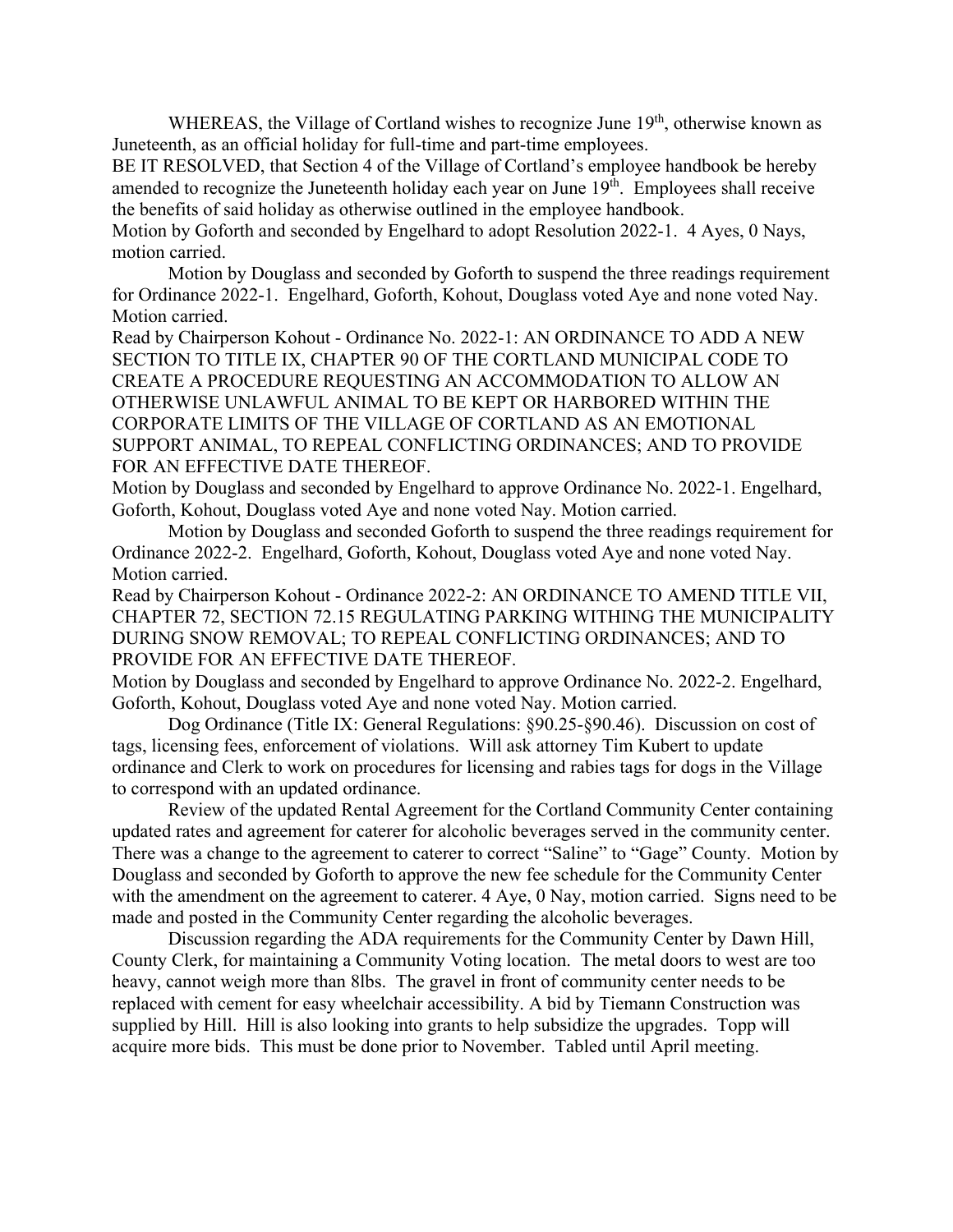WHEREAS, the Village of Cortland wishes to recognize June 19th, otherwise known as Juneteenth, as an official holiday for full-time and part-time employees.

BE IT RESOLVED, that Section 4 of the Village of Cortland's employee handbook be hereby amended to recognize the Juneteenth holiday each year on June 19th. Employees shall receive the benefits of said holiday as otherwise outlined in the employee handbook.

Motion by Goforth and seconded by Engelhard to adopt Resolution 2022-1. 4 Ayes, 0 Nays, motion carried.

Motion by Douglass and seconded by Goforth to suspend the three readings requirement for Ordinance 2022-1. Engelhard, Goforth, Kohout, Douglass voted Aye and none voted Nay. Motion carried.

Read by Chairperson Kohout - Ordinance No. 2022-1: AN ORDINANCE TO ADD A NEW SECTION TO TITLE IX, CHAPTER 90 OF THE CORTLAND MUNICIPAL CODE TO CREATE A PROCEDURE REQUESTING AN ACCOMMODATION TO ALLOW AN OTHERWISE UNLAWFUL ANIMAL TO BE KEPT OR HARBORED WITHIN THE CORPORATE LIMITS OF THE VILLAGE OF CORTLAND AS AN EMOTIONAL SUPPORT ANIMAL, TO REPEAL CONFLICTING ORDINANCES; AND TO PROVIDE FOR AN EFFECTIVE DATE THEREOF.

Motion by Douglass and seconded by Engelhard to approve Ordinance No. 2022-1. Engelhard, Goforth, Kohout, Douglass voted Aye and none voted Nay. Motion carried.

Motion by Douglass and seconded Goforth to suspend the three readings requirement for Ordinance 2022-2. Engelhard, Goforth, Kohout, Douglass voted Aye and none voted Nay. Motion carried.

Read by Chairperson Kohout - Ordinance 2022-2: AN ORDINANCE TO AMEND TITLE VII, CHAPTER 72, SECTION 72.15 REGULATING PARKING WITHING THE MUNICIPALITY DURING SNOW REMOVAL; TO REPEAL CONFLICTING ORDINANCES; AND TO PROVIDE FOR AN EFFECTIVE DATE THEREOF.

Motion by Douglass and seconded by Engelhard to approve Ordinance No. 2022-2. Engelhard, Goforth, Kohout, Douglass voted Aye and none voted Nay. Motion carried.

Dog Ordinance (Title IX: General Regulations: §90.25-§90.46). Discussion on cost of tags, licensing fees, enforcement of violations. Will ask attorney Tim Kubert to update ordinance and Clerk to work on procedures for licensing and rabies tags for dogs in the Village to correspond with an updated ordinance.

Review of the updated Rental Agreement for the Cortland Community Center containing updated rates and agreement for caterer for alcoholic beverages served in the community center. There was a change to the agreement to caterer to correct "Saline" to "Gage" County. Motion by Douglass and seconded by Goforth to approve the new fee schedule for the Community Center with the amendment on the agreement to caterer. 4 Aye, 0 Nay, motion carried. Signs need to be made and posted in the Community Center regarding the alcoholic beverages.

Discussion regarding the ADA requirements for the Community Center by Dawn Hill, County Clerk, for maintaining a Community Voting location. The metal doors to west are too heavy, cannot weigh more than 8lbs. The gravel in front of community center needs to be replaced with cement for easy wheelchair accessibility. A bid by Tiemann Construction was supplied by Hill. Hill is also looking into grants to help subsidize the upgrades. Topp will acquire more bids. This must be done prior to November. Tabled until April meeting.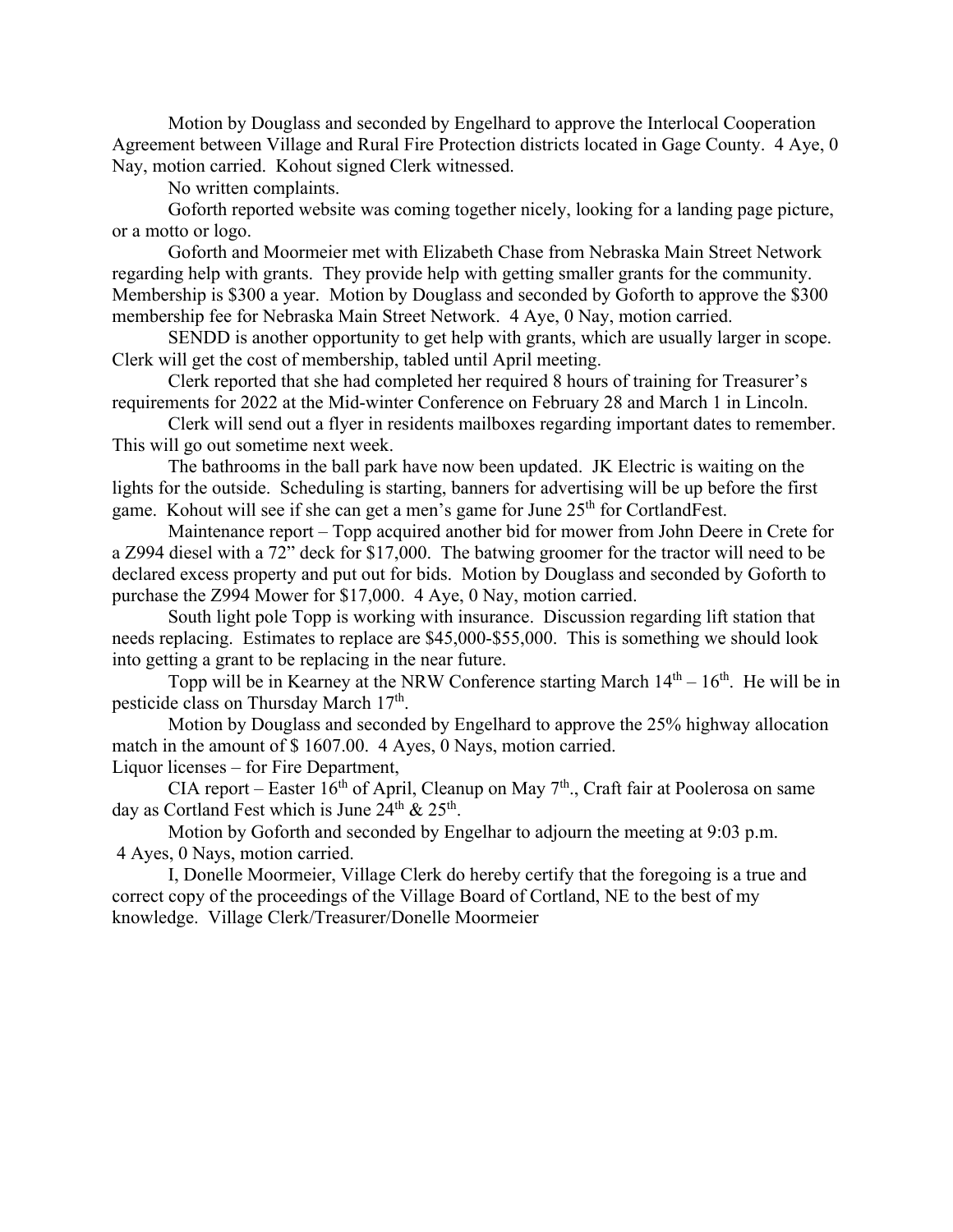Motion by Douglass and seconded by Engelhard to approve the Interlocal Cooperation Agreement between Village and Rural Fire Protection districts located in Gage County. 4 Aye, 0 Nay, motion carried. Kohout signed Clerk witnessed.

No written complaints.

Goforth reported website was coming together nicely, looking for a landing page picture, or a motto or logo.

Goforth and Moormeier met with Elizabeth Chase from Nebraska Main Street Network regarding help with grants. They provide help with getting smaller grants for the community. Membership is $300 a year. Motion by Douglass and seconded by Goforth to approve the $300 membership fee for Nebraska Main Street Network. 4 Aye, 0 Nay, motion carried.

SENDD is another opportunity to get help with grants, which are usually larger in scope. Clerk will get the cost of membership, tabled until April meeting.

Clerk reported that she had completed her required 8 hours of training for Treasurer's requirements for 2022 at the Mid-winter Conference on February 28 and March 1 in Lincoln.

Clerk will send out a flyer in residents mailboxes regarding important dates to remember. This will go out sometime next week.

The bathrooms in the ball park have now been updated. JK Electric is waiting on the lights for the outside. Scheduling is starting, banners for advertising will be up before the first game. Kohout will see if she can get a men's game for June 25th for CortlandFest.

Maintenance report – Topp acquired another bid for mower from John Deere in Crete for a Z994 diesel with a 72" deck for $17,000. The batwing groomer for the tractor will need to be declared excess property and put out for bids. Motion by Douglass and seconded by Goforth to purchase the Z994 Mower for $17,000. 4 Aye, 0 Nay, motion carried.

South light pole Topp is working with insurance. Discussion regarding lift station that needs replacing. Estimates to replace are $45,000-$55,000. This is something we should look into getting a grant to be replacing in the near future.

Topp will be in Kearney at the NRW Conference starting March 14th – 16th. He will be in pesticide class on Thursday March 17th.

Motion by Douglass and seconded by Engelhard to approve the 25% highway allocation match in the amount of $ 1607.00. 4 Ayes, 0 Nays, motion carried.

Liquor licenses – for Fire Department,

CIA report – Easter 16th of April, Cleanup on May 7th., Craft fair at Poolerosa on same day as Cortland Fest which is June 24th & 25th.

Motion by Goforth and seconded by Engelhar to adjourn the meeting at 9:03 p.m. 4 Ayes, 0 Nays, motion carried.

I, Donelle Moormeier, Village Clerk do hereby certify that the foregoing is a true and correct copy of the proceedings of the Village Board of Cortland, NE to the best of my knowledge. Village Clerk/Treasurer/Donelle Moormeier